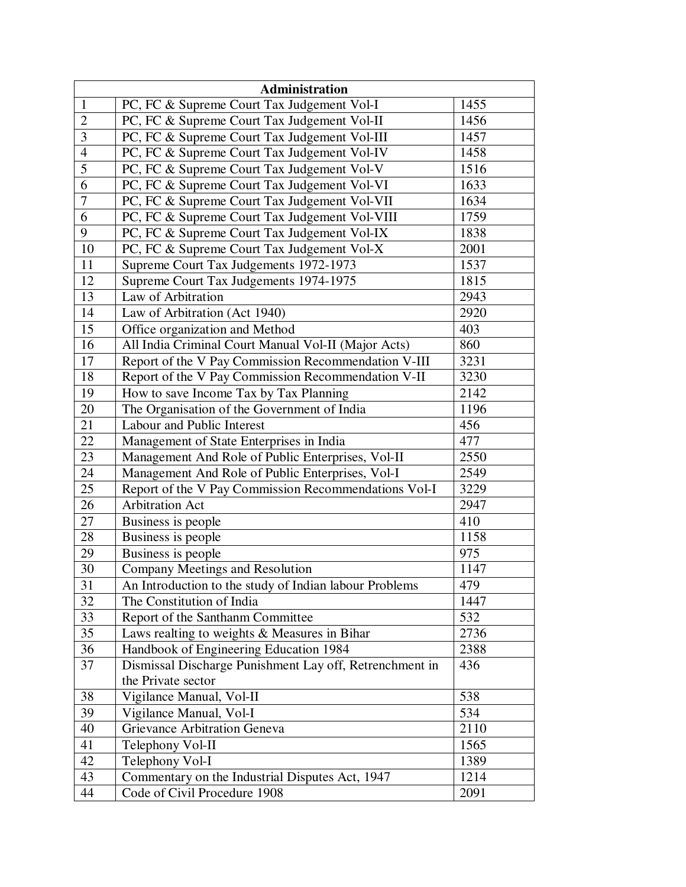| Administration | | |
|---|---|---|
| 1 | PC, FC & Supreme Court Tax Judgement Vol-I | 1455 |
| 2 | PC, FC & Supreme Court Tax Judgement Vol-II | 1456 |
| 3 | PC, FC & Supreme Court Tax Judgement Vol-III | 1457 |
| 4 | PC, FC & Supreme Court Tax Judgement Vol-IV | 1458 |
| 5 | PC, FC & Supreme Court Tax Judgement Vol-V | 1516 |
| 6 | PC, FC & Supreme Court Tax Judgement Vol-VI | 1633 |
| 7 | PC, FC & Supreme Court Tax Judgement Vol-VII | 1634 |
| 6 | PC, FC & Supreme Court Tax Judgement Vol-VIII | 1759 |
| 9 | PC, FC & Supreme Court Tax Judgement Vol-IX | 1838 |
| 10 | PC, FC & Supreme Court Tax Judgement Vol-X | 2001 |
| 11 | Supreme Court Tax Judgements 1972-1973 | 1537 |
| 12 | Supreme Court Tax Judgements 1974-1975 | 1815 |
| 13 | Law of Arbitration | 2943 |
| 14 | Law of Arbitration (Act 1940) | 2920 |
| 15 | Office organization and Method | 403 |
| 16 | All India Criminal Court Manual Vol-II (Major Acts) | 860 |
| 17 | Report of the V Pay Commission Recommendation V-III | 3231 |
| 18 | Report of the V Pay Commission Recommendation V-II | 3230 |
| 19 | How to save Income Tax by Tax Planning | 2142 |
| 20 | The Organisation of the Government of India | 1196 |
| 21 | Labour and Public Interest | 456 |
| 22 | Management of State Enterprises in India | 477 |
| 23 | Management And Role of Public Enterprises, Vol-II | 2550 |
| 24 | Management And Role of Public Enterprises, Vol-I | 2549 |
| 25 | Report of the V Pay Commission Recommendations Vol-I | 3229 |
| 26 | Arbitration Act | 2947 |
| 27 | Business is people | 410 |
| 28 | Business is people | 1158 |
| 29 | Business is people | 975 |
| 30 | Company Meetings and Resolution | 1147 |
| 31 | An Introduction to the study of Indian labour Problems | 479 |
| 32 | The Constitution of India | 1447 |
| 33 | Report of the Santhanm Committee | 532 |
| 35 | Laws realting to weights & Measures in Bihar | 2736 |
| 36 | Handbook of Engineering Education 1984 | 2388 |
| 37 | Dismissal Discharge Punishment Lay off, Retrenchment in the Private sector | 436 |
| 38 | Vigilance Manual, Vol-II | 538 |
| 39 | Vigilance Manual, Vol-I | 534 |
| 40 | Grievance Arbitration Geneva | 2110 |
| 41 | Telephony Vol-II | 1565 |
| 42 | Telephony Vol-I | 1389 |
| 43 | Commentary on the Industrial Disputes Act, 1947 | 1214 |
| 44 | Code of Civil Procedure 1908 | 2091 |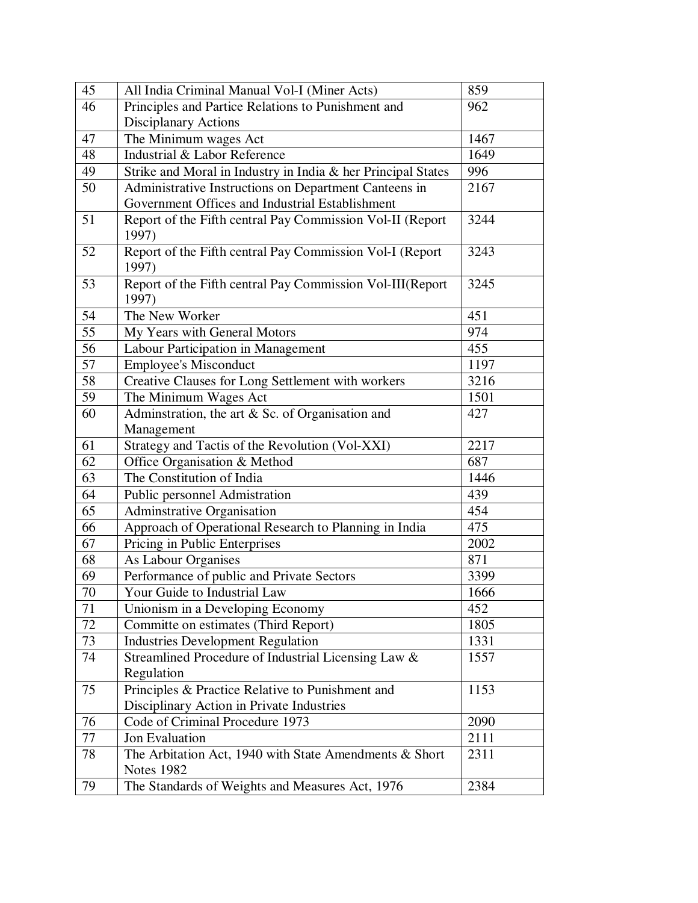| | | |
|---|---|---|
| 45 | All India Criminal Manual Vol-I (Miner Acts) | 859 |
| 46 | Principles and Partice Relations to Punishment and Disciplanary Actions | 962 |
| 47 | The Minimum wages Act | 1467 |
| 48 | Industrial & Labor Reference | 1649 |
| 49 | Strike and Moral in Industry in India & her Principal States | 996 |
| 50 | Administrative Instructions on Department Canteens in Government Offices and Industrial Establishment | 2167 |
| 51 | Report of the Fifth central Pay Commission Vol-II (Report 1997) | 3244 |
| 52 | Report of the Fifth central Pay Commission Vol-I (Report 1997) | 3243 |
| 53 | Report of the Fifth central Pay Commission Vol-III(Report 1997) | 3245 |
| 54 | The New Worker | 451 |
| 55 | My Years with General Motors | 974 |
| 56 | Labour Participation in Management | 455 |
| 57 | Employee's Misconduct | 1197 |
| 58 | Creative Clauses for Long Settlement with workers | 3216 |
| 59 | The Minimum Wages Act | 1501 |
| 60 | Adminstration, the art & Sc. of Organisation and Management | 427 |
| 61 | Strategy and Tactis of the Revolution (Vol-XXI) | 2217 |
| 62 | Office Organisation & Method | 687 |
| 63 | The Constitution of India | 1446 |
| 64 | Public personnel Admistration | 439 |
| 65 | Adminstrative Organisation | 454 |
| 66 | Approach of Operational Research to Planning in India | 475 |
| 67 | Pricing in Public Enterprises | 2002 |
| 68 | As Labour Organises | 871 |
| 69 | Performance of public and Private Sectors | 3399 |
| 70 | Your Guide to Industrial Law | 1666 |
| 71 | Unionism in a Developing Economy | 452 |
| 72 | Committe on estimates (Third Report) | 1805 |
| 73 | Industries Development Regulation | 1331 |
| 74 | Streamlined Procedure of Industrial Licensing Law & Regulation | 1557 |
| 75 | Principles & Practice Relative to Punishment and Disciplinary Action in Private Industries | 1153 |
| 76 | Code of Criminal Procedure 1973 | 2090 |
| 77 | Jon Evaluation | 2111 |
| 78 | The Arbitation Act, 1940 with State Amendments & Short Notes 1982 | 2311 |
| 79 | The Standards of Weights and Measures Act, 1976 | 2384 |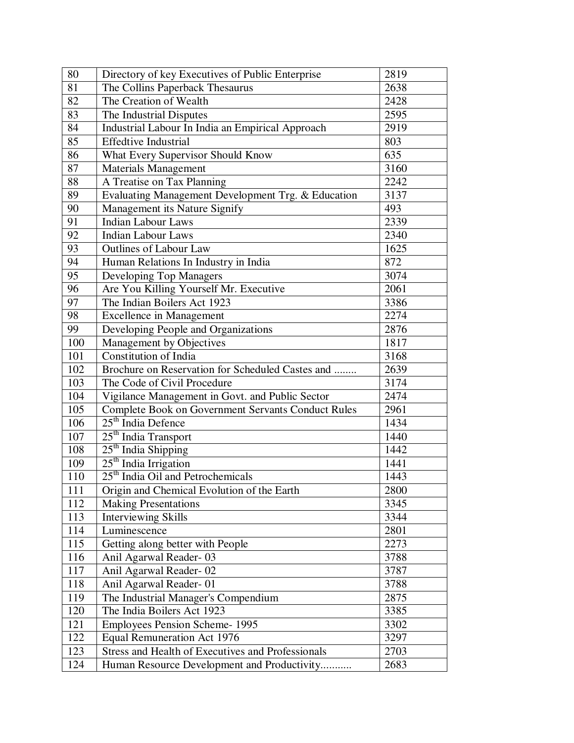| 80 | Directory of key Executives of Public Enterprise | 2819 |
|---|---|---|
| 81 | The Collins Paperback Thesaurus | 2638 |
| 82 | The Creation of Wealth | 2428 |
| 83 | The Industrial Disputes | 2595 |
| 84 | Industrial Labour In India an Empirical Approach | 2919 |
| 85 | Effedtive Industrial | 803 |
| 86 | What Every Supervisor Should Know | 635 |
| 87 | Materials Management | 3160 |
| 88 | A Treatise on Tax Planning | 2242 |
| 89 | Evaluating Management Development Trg. & Education | 3137 |
| 90 | Management its Nature Signify | 493 |
| 91 | Indian Labour Laws | 2339 |
| 92 | Indian Labour Laws | 2340 |
| 93 | Outlines of Labour Law | 1625 |
| 94 | Human Relations In Industry in India | 872 |
| 95 | Developing Top Managers | 3074 |
| 96 | Are You Killing Yourself Mr. Executive | 2061 |
| 97 | The Indian Boilers Act 1923 | 3386 |
| 98 | Excellence in Management | 2274 |
| 99 | Developing People and Organizations | 2876 |
| 100 | Management by Objectives | 1817 |
| 101 | Constitution of India | 3168 |
| 102 | Brochure on Reservation for Scheduled Castes and ........ | 2639 |
| 103 | The Code of Civil Procedure | 3174 |
| 104 | Vigilance Management in Govt. and Public Sector | 2474 |
| 105 | Complete Book on Government Servants Conduct Rules | 2961 |
| 106 | 25th India Defence | 1434 |
| 107 | 25th India Transport | 1440 |
| 108 | 25th India Shipping | 1442 |
| 109 | 25th India Irrigation | 1441 |
| 110 | 25th India Oil and Petrochemicals | 1443 |
| 111 | Origin and Chemical Evolution of the Earth | 2800 |
| 112 | Making Presentations | 3345 |
| 113 | Interviewing Skills | 3344 |
| 114 | Luminescence | 2801 |
| 115 | Getting along better with People | 2273 |
| 116 | Anil Agarwal Reader- 03 | 3788 |
| 117 | Anil Agarwal Reader- 02 | 3787 |
| 118 | Anil Agarwal Reader- 01 | 3788 |
| 119 | The Industrial Manager's Compendium | 2875 |
| 120 | The India Boilers Act 1923 | 3385 |
| 121 | Employees Pension Scheme- 1995 | 3302 |
| 122 | Equal Remuneration Act 1976 | 3297 |
| 123 | Stress and Health of Executives and Professionals | 2703 |
| 124 | Human Resource Development and Productivity........... | 2683 |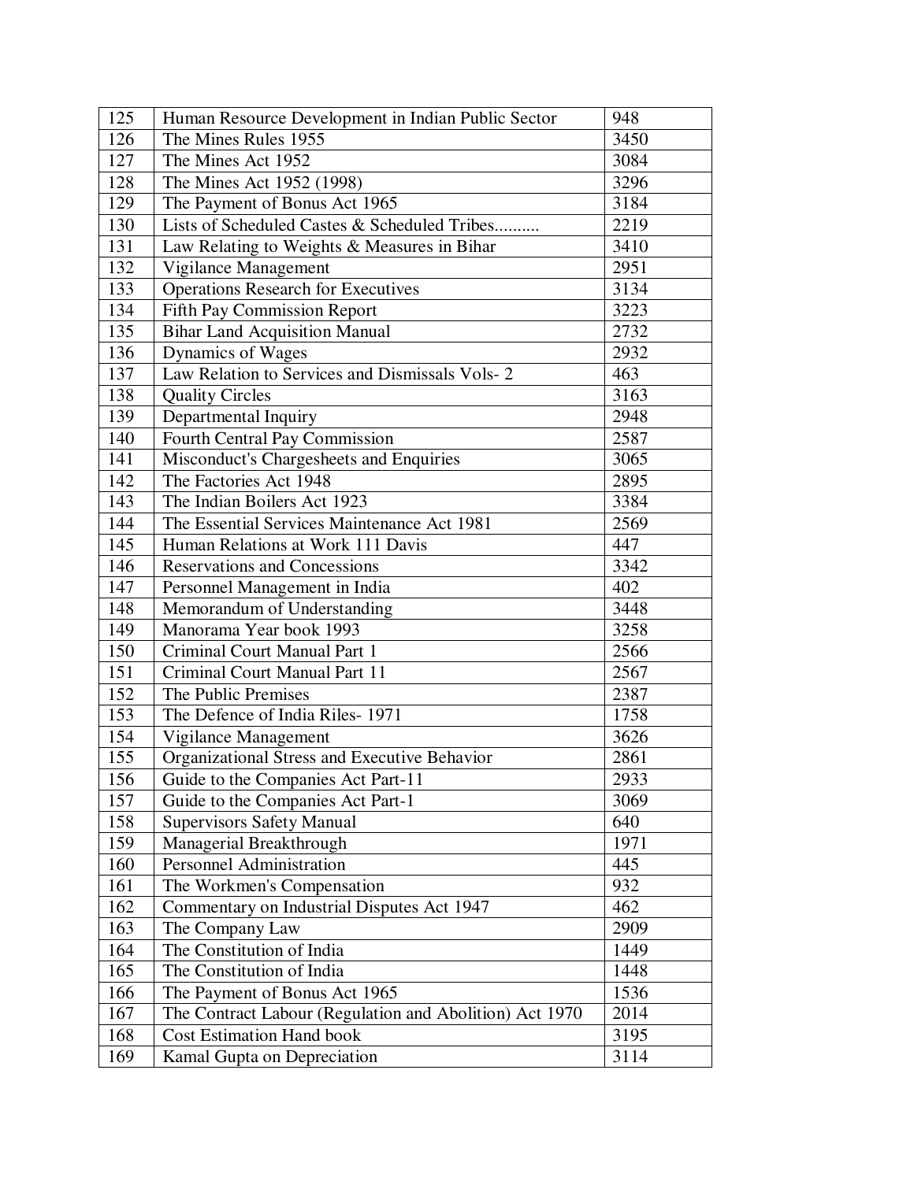| 125 | Human Resource Development in Indian Public Sector | 948 |
|---|---|---|
| 126 | The Mines Rules 1955 | 3450 |
| 127 | The Mines Act 1952 | 3084 |
| 128 | The Mines Act 1952 (1998) | 3296 |
| 129 | The Payment of Bonus Act 1965 | 3184 |
| 130 | Lists of Scheduled Castes & Scheduled Tribes.......... | 2219 |
| 131 | Law Relating to Weights & Measures in Bihar | 3410 |
| 132 | Vigilance Management | 2951 |
| 133 | Operations Research for Executives | 3134 |
| 134 | Fifth Pay Commission Report | 3223 |
| 135 | Bihar Land Acquisition Manual | 2732 |
| 136 | Dynamics of Wages | 2932 |
| 137 | Law Relation to Services and Dismissals Vols- 2 | 463 |
| 138 | Quality Circles | 3163 |
| 139 | Departmental Inquiry | 2948 |
| 140 | Fourth Central Pay Commission | 2587 |
| 141 | Misconduct's Chargesheets and Enquiries | 3065 |
| 142 | The Factories Act 1948 | 2895 |
| 143 | The Indian Boilers Act 1923 | 3384 |
| 144 | The Essential Services Maintenance Act 1981 | 2569 |
| 145 | Human Relations at Work 111 Davis | 447 |
| 146 | Reservations and Concessions | 3342 |
| 147 | Personnel Management in India | 402 |
| 148 | Memorandum of Understanding | 3448 |
| 149 | Manorama Year book 1993 | 3258 |
| 150 | Criminal Court Manual Part 1 | 2566 |
| 151 | Criminal Court Manual Part 11 | 2567 |
| 152 | The Public Premises | 2387 |
| 153 | The Defence of India Riles- 1971 | 1758 |
| 154 | Vigilance Management | 3626 |
| 155 | Organizational Stress and Executive Behavior | 2861 |
| 156 | Guide to the Companies Act Part-11 | 2933 |
| 157 | Guide to the Companies Act Part-1 | 3069 |
| 158 | Supervisors Safety Manual | 640 |
| 159 | Managerial Breakthrough | 1971 |
| 160 | Personnel Administration | 445 |
| 161 | The Workmen's Compensation | 932 |
| 162 | Commentary on Industrial Disputes Act 1947 | 462 |
| 163 | The Company Law | 2909 |
| 164 | The Constitution of India | 1449 |
| 165 | The Constitution of India | 1448 |
| 166 | The Payment of Bonus Act 1965 | 1536 |
| 167 | The Contract Labour (Regulation and Abolition) Act 1970 | 2014 |
| 168 | Cost Estimation Hand book | 3195 |
| 169 | Kamal Gupta on Depreciation | 3114 |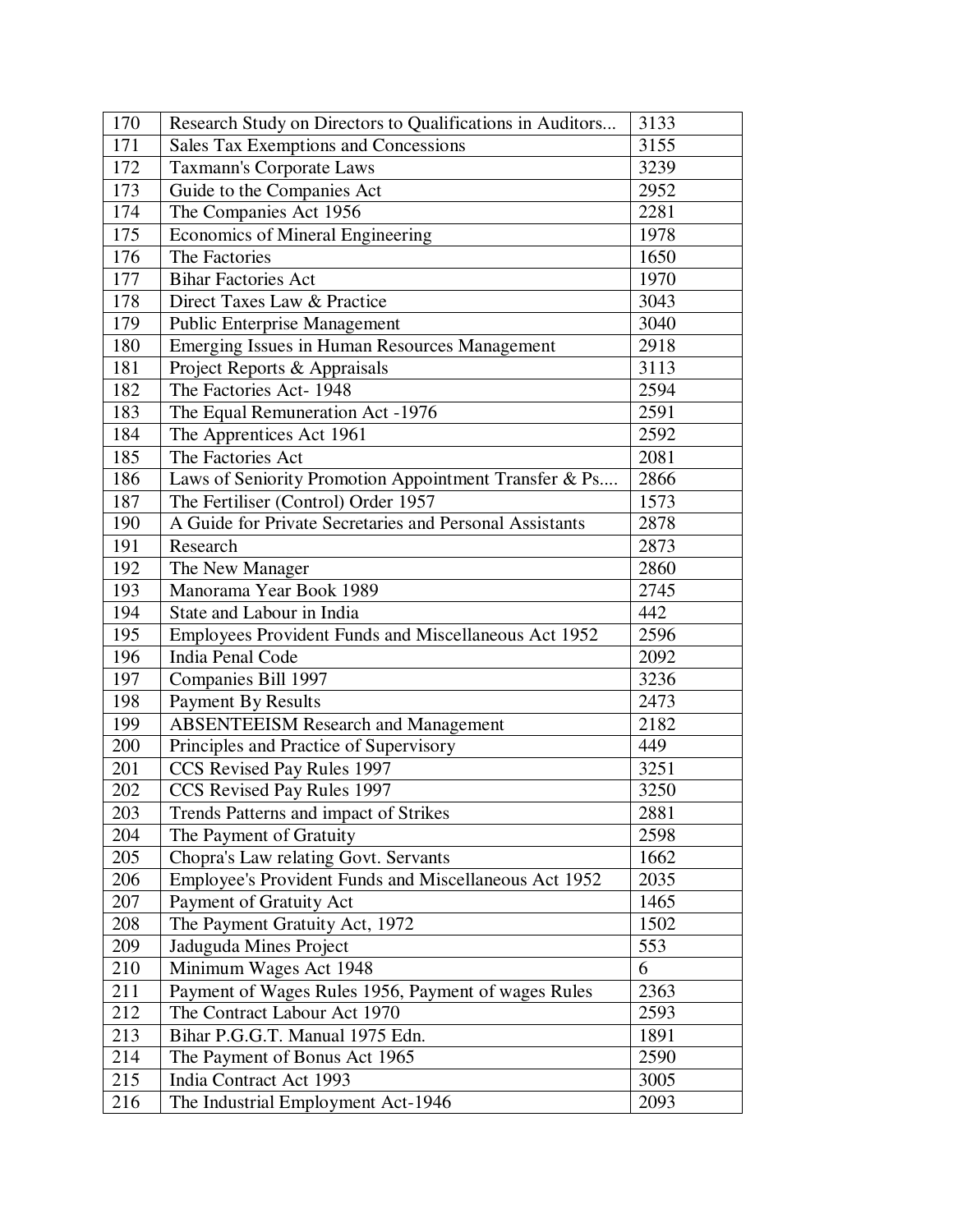| 170 | Research Study on Directors to Qualifications in Auditors... | 3133 |
|---|---|---|
| 171 | Sales Tax Exemptions and Concessions | 3155 |
| 172 | Taxmann's Corporate Laws | 3239 |
| 173 | Guide to the Companies Act | 2952 |
| 174 | The Companies Act 1956 | 2281 |
| 175 | Economics of Mineral Engineering | 1978 |
| 176 | The Factories | 1650 |
| 177 | Bihar Factories Act | 1970 |
| 178 | Direct Taxes Law & Practice | 3043 |
| 179 | Public Enterprise Management | 3040 |
| 180 | Emerging Issues in Human Resources Management | 2918 |
| 181 | Project Reports & Appraisals | 3113 |
| 182 | The Factories Act- 1948 | 2594 |
| 183 | The Equal Remuneration Act -1976 | 2591 |
| 184 | The Apprentices Act 1961 | 2592 |
| 185 | The Factories Act | 2081 |
| 186 | Laws of Seniority Promotion Appointment Transfer & Ps.... | 2866 |
| 187 | The Fertiliser (Control) Order 1957 | 1573 |
| 190 | A Guide for Private Secretaries and Personal Assistants | 2878 |
| 191 | Research | 2873 |
| 192 | The New Manager | 2860 |
| 193 | Manorama Year Book 1989 | 2745 |
| 194 | State and Labour in India | 442 |
| 195 | Employees Provident Funds and Miscellaneous Act 1952 | 2596 |
| 196 | India Penal Code | 2092 |
| 197 | Companies Bill 1997 | 3236 |
| 198 | Payment By Results | 2473 |
| 199 | ABSENTEEISM Research and Management | 2182 |
| 200 | Principles and Practice of Supervisory | 449 |
| 201 | CCS Revised Pay Rules 1997 | 3251 |
| 202 | CCS Revised Pay Rules 1997 | 3250 |
| 203 | Trends Patterns and impact of Strikes | 2881 |
| 204 | The Payment of Gratuity | 2598 |
| 205 | Chopra's Law relating Govt. Servants | 1662 |
| 206 | Employee's Provident Funds and Miscellaneous Act 1952 | 2035 |
| 207 | Payment of Gratuity Act | 1465 |
| 208 | The Payment Gratuity Act, 1972 | 1502 |
| 209 | Jaduguda Mines Project | 553 |
| 210 | Minimum Wages Act 1948 | 6 |
| 211 | Payment of Wages Rules 1956, Payment of wages Rules | 2363 |
| 212 | The Contract Labour Act 1970 | 2593 |
| 213 | Bihar P.G.G.T. Manual 1975 Edn. | 1891 |
| 214 | The Payment of Bonus Act 1965 | 2590 |
| 215 | India Contract Act 1993 | 3005 |
| 216 | The Industrial Employment Act-1946 | 2093 |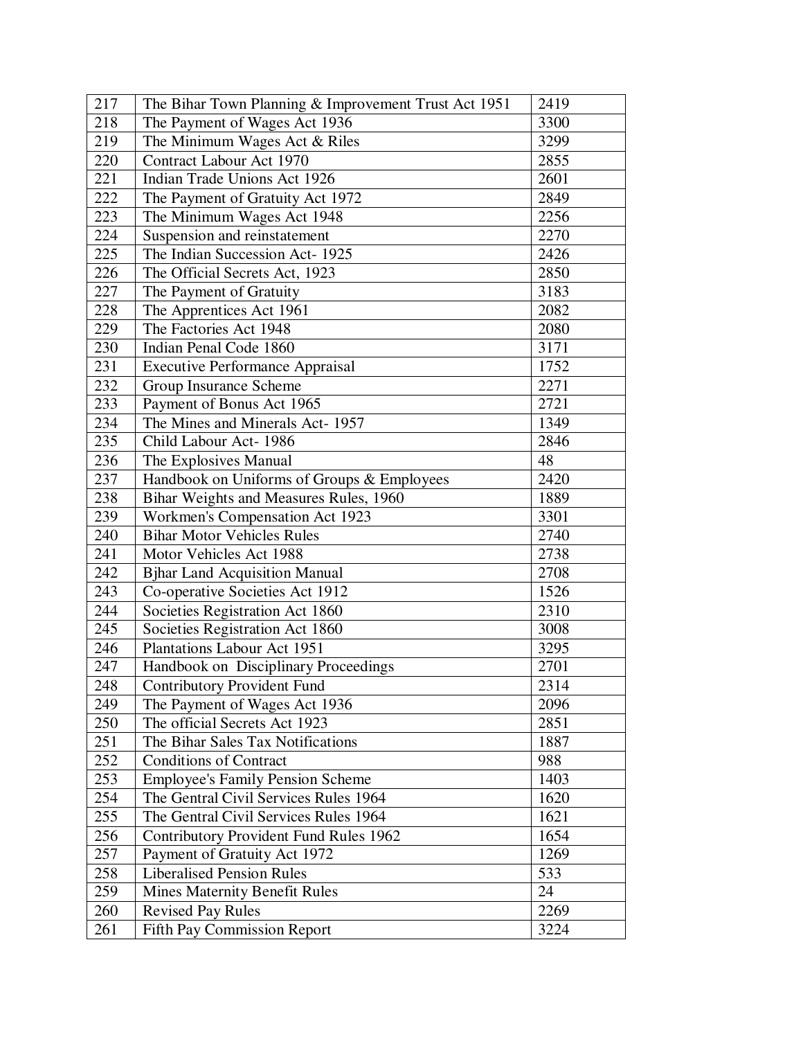| 217 | The Bihar Town Planning & Improvement Trust Act 1951 | 2419 |
|---|---|---|
| 218 | The Payment of Wages Act 1936 | 3300 |
| 219 | The Minimum Wages Act & Riles | 3299 |
| 220 | Contract Labour Act 1970 | 2855 |
| 221 | Indian Trade Unions Act 1926 | 2601 |
| 222 | The Payment of Gratuity Act 1972 | 2849 |
| 223 | The Minimum Wages Act 1948 | 2256 |
| 224 | Suspension and reinstatement | 2270 |
| 225 | The Indian Succession Act- 1925 | 2426 |
| 226 | The Official Secrets Act, 1923 | 2850 |
| 227 | The Payment of Gratuity | 3183 |
| 228 | The Apprentices Act 1961 | 2082 |
| 229 | The Factories Act 1948 | 2080 |
| 230 | Indian Penal Code 1860 | 3171 |
| 231 | Executive Performance Appraisal | 1752 |
| 232 | Group Insurance Scheme | 2271 |
| 233 | Payment of Bonus Act 1965 | 2721 |
| 234 | The Mines and Minerals Act- 1957 | 1349 |
| 235 | Child Labour Act- 1986 | 2846 |
| 236 | The Explosives Manual | 48 |
| 237 | Handbook on Uniforms of Groups & Employees | 2420 |
| 238 | Bihar Weights and Measures Rules, 1960 | 1889 |
| 239 | Workmen's Compensation Act 1923 | 3301 |
| 240 | Bihar Motor Vehicles Rules | 2740 |
| 241 | Motor Vehicles Act 1988 | 2738 |
| 242 | Bjhar Land Acquisition Manual | 2708 |
| 243 | Co-operative Societies Act 1912 | 1526 |
| 244 | Societies Registration Act 1860 | 2310 |
| 245 | Societies Registration Act 1860 | 3008 |
| 246 | Plantations Labour Act 1951 | 3295 |
| 247 | Handbook on Disciplinary Proceedings | 2701 |
| 248 | Contributory Provident Fund | 2314 |
| 249 | The Payment of Wages Act 1936 | 2096 |
| 250 | The official Secrets Act 1923 | 2851 |
| 251 | The Bihar Sales Tax Notifications | 1887 |
| 252 | Conditions of Contract | 988 |
| 253 | Employee's Family Pension Scheme | 1403 |
| 254 | The Gentral Civil Services Rules 1964 | 1620 |
| 255 | The Gentral Civil Services Rules 1964 | 1621 |
| 256 | Contributory Provident Fund Rules 1962 | 1654 |
| 257 | Payment of Gratuity Act 1972 | 1269 |
| 258 | Liberalised Pension Rules | 533 |
| 259 | Mines Maternity Benefit Rules | 24 |
| 260 | Revised Pay Rules | 2269 |
| 261 | Fifth Pay Commission Report | 3224 |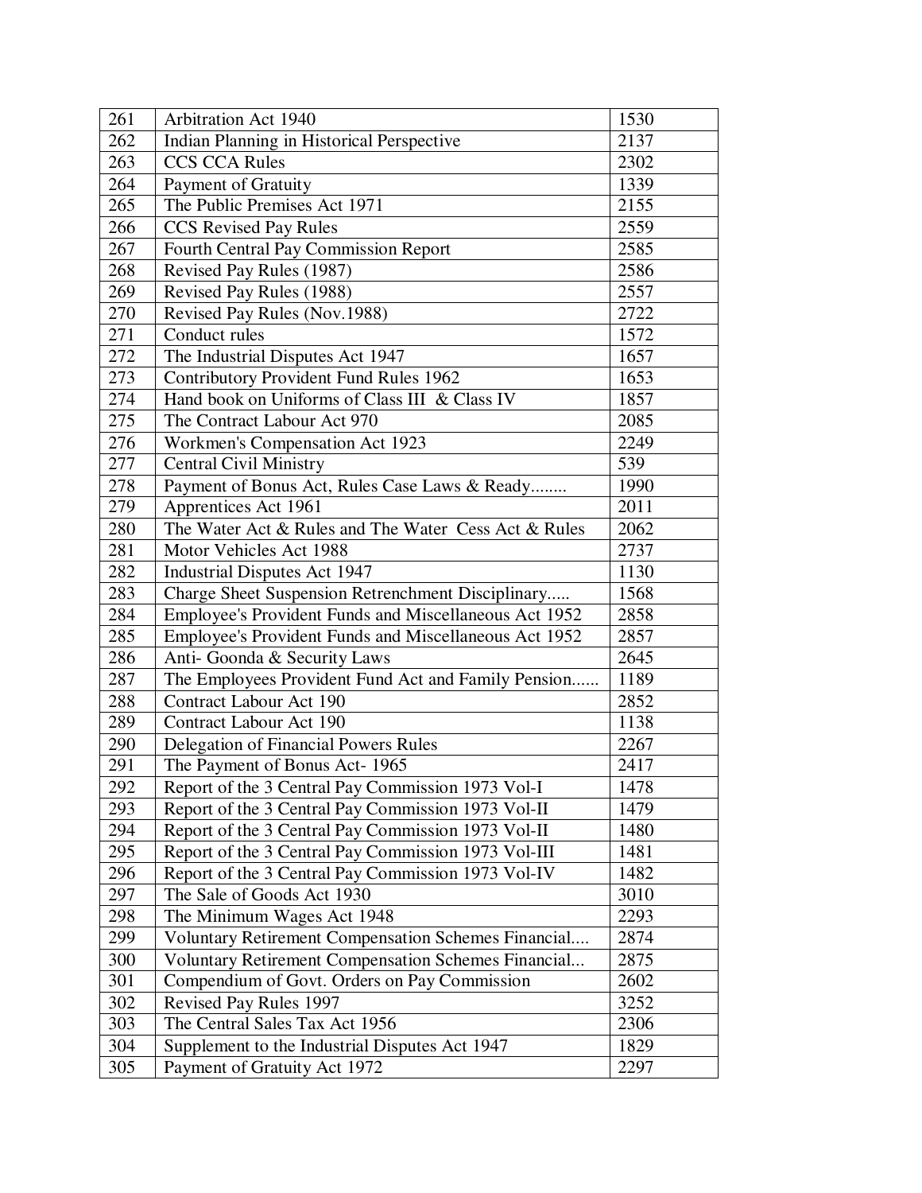| 261 | Arbitration Act 1940 | 1530 |
|---|---|---|
| 262 | Indian Planning in Historical Perspective | 2137 |
| 263 | CCS CCA Rules | 2302 |
| 264 | Payment of Gratuity | 1339 |
| 265 | The Public Premises Act 1971 | 2155 |
| 266 | CCS Revised Pay Rules | 2559 |
| 267 | Fourth Central Pay Commission Report | 2585 |
| 268 | Revised Pay Rules (1987) | 2586 |
| 269 | Revised Pay Rules (1988) | 2557 |
| 270 | Revised Pay Rules (Nov.1988) | 2722 |
| 271 | Conduct rules | 1572 |
| 272 | The Industrial Disputes Act 1947 | 1657 |
| 273 | Contributory Provident Fund Rules 1962 | 1653 |
| 274 | Hand book on Uniforms of Class III & Class IV | 1857 |
| 275 | The Contract Labour Act 970 | 2085 |
| 276 | Workmen's Compensation Act 1923 | 2249 |
| 277 | Central Civil Ministry | 539 |
| 278 | Payment of Bonus Act, Rules Case Laws & Ready........ | 1990 |
| 279 | Apprentices Act 1961 | 2011 |
| 280 | The Water Act & Rules and The Water Cess Act & Rules | 2062 |
| 281 | Motor Vehicles Act 1988 | 2737 |
| 282 | Industrial Disputes Act 1947 | 1130 |
| 283 | Charge Sheet Suspension Retrenchment Disciplinary..... | 1568 |
| 284 | Employee's Provident Funds and Miscellaneous Act 1952 | 2858 |
| 285 | Employee's Provident Funds and Miscellaneous Act 1952 | 2857 |
| 286 | Anti- Goonda & Security Laws | 2645 |
| 287 | The Employees Provident Fund Act and Family Pension...... | 1189 |
| 288 | Contract Labour Act 190 | 2852 |
| 289 | Contract Labour Act 190 | 1138 |
| 290 | Delegation of Financial Powers Rules | 2267 |
| 291 | The Payment of Bonus Act- 1965 | 2417 |
| 292 | Report of the 3 Central Pay Commission 1973 Vol-I | 1478 |
| 293 | Report of the 3 Central Pay Commission 1973 Vol-II | 1479 |
| 294 | Report of the 3 Central Pay Commission 1973 Vol-II | 1480 |
| 295 | Report of the 3 Central Pay Commission 1973 Vol-III | 1481 |
| 296 | Report of the 3 Central Pay Commission 1973 Vol-IV | 1482 |
| 297 | The Sale of Goods Act 1930 | 3010 |
| 298 | The Minimum Wages Act 1948 | 2293 |
| 299 | Voluntary Retirement Compensation Schemes Financial.... | 2874 |
| 300 | Voluntary Retirement Compensation Schemes Financial... | 2875 |
| 301 | Compendium of Govt. Orders on Pay Commission | 2602 |
| 302 | Revised Pay Rules 1997 | 3252 |
| 303 | The Central Sales Tax Act 1956 | 2306 |
| 304 | Supplement to the Industrial Disputes Act 1947 | 1829 |
| 305 | Payment of Gratuity Act 1972 | 2297 |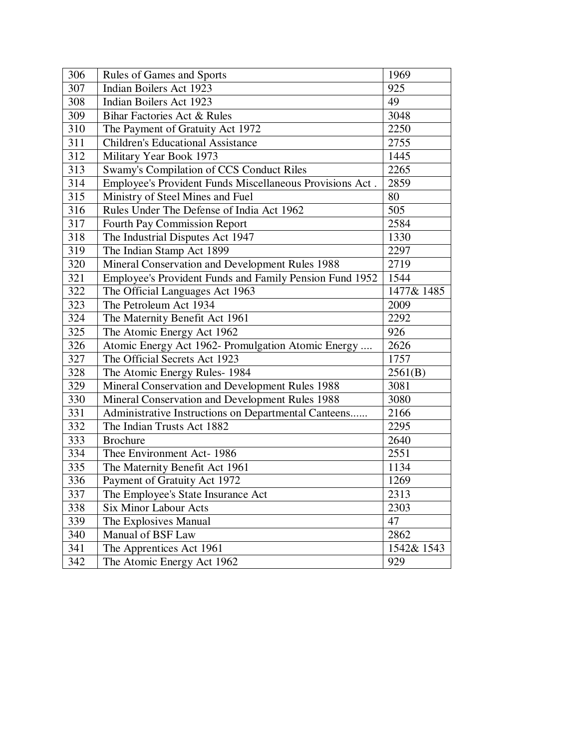| | | |
|---|---|---|
| 306 | Rules of Games and Sports | 1969 |
| 307 | Indian Boilers Act 1923 | 925 |
| 308 | Indian Boilers Act 1923 | 49 |
| 309 | Bihar Factories Act & Rules | 3048 |
| 310 | The Payment of Gratuity Act 1972 | 2250 |
| 311 | Children's Educational Assistance | 2755 |
| 312 | Military Year Book 1973 | 1445 |
| 313 | Swamy's Compilation of CCS Conduct Riles | 2265 |
| 314 | Employee's Provident Funds Miscellaneous Provisions Act . | 2859 |
| 315 | Ministry of Steel Mines and Fuel | 80 |
| 316 | Rules Under The Defense of India Act 1962 | 505 |
| 317 | Fourth Pay Commission Report | 2584 |
| 318 | The Industrial Disputes Act 1947 | 1330 |
| 319 | The Indian Stamp Act 1899 | 2297 |
| 320 | Mineral Conservation and Development Rules 1988 | 2719 |
| 321 | Employee's Provident Funds and Family Pension Fund 1952 | 1544 |
| 322 | The Official Languages Act 1963 | 1477& 1485 |
| 323 | The Petroleum Act 1934 | 2009 |
| 324 | The Maternity Benefit Act 1961 | 2292 |
| 325 | The Atomic Energy Act 1962 | 926 |
| 326 | Atomic Energy Act 1962- Promulgation Atomic Energy .... | 2626 |
| 327 | The Official Secrets Act 1923 | 1757 |
| 328 | The Atomic Energy Rules- 1984 | 2561(B) |
| 329 | Mineral Conservation and Development Rules 1988 | 3081 |
| 330 | Mineral Conservation and Development Rules 1988 | 3080 |
| 331 | Administrative Instructions on Departmental Canteens...... | 2166 |
| 332 | The Indian Trusts Act 1882 | 2295 |
| 333 | Brochure | 2640 |
| 334 | Thee Environment Act- 1986 | 2551 |
| 335 | The Maternity Benefit Act 1961 | 1134 |
| 336 | Payment of Gratuity Act 1972 | 1269 |
| 337 | The Employee's State Insurance Act | 2313 |
| 338 | Six Minor Labour Acts | 2303 |
| 339 | The Explosives Manual | 47 |
| 340 | Manual of BSF Law | 2862 |
| 341 | The Apprentices Act 1961 | 1542& 1543 |
| 342 | The Atomic Energy Act 1962 | 929 |